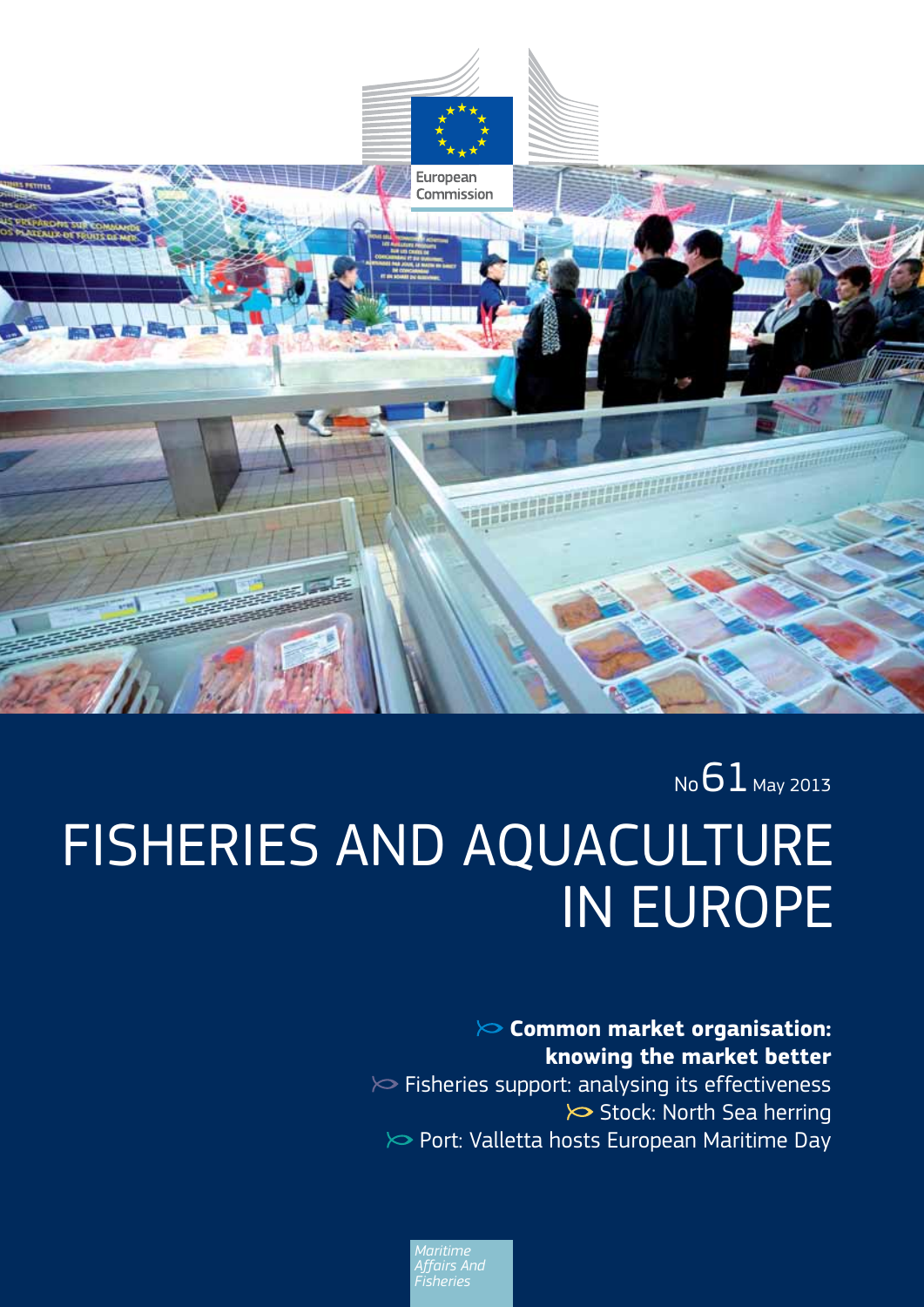European Commission

No 61 May 2013

# FISHERIES AND AQUACULTURE IN EUROPE

**Common market organisation: knowing the market better**

Fisheries support: analysing its effectiveness

Stock: North Sea herring

Port: Valletta hosts European Maritime Day

*Maritime Affairs And Fisheries*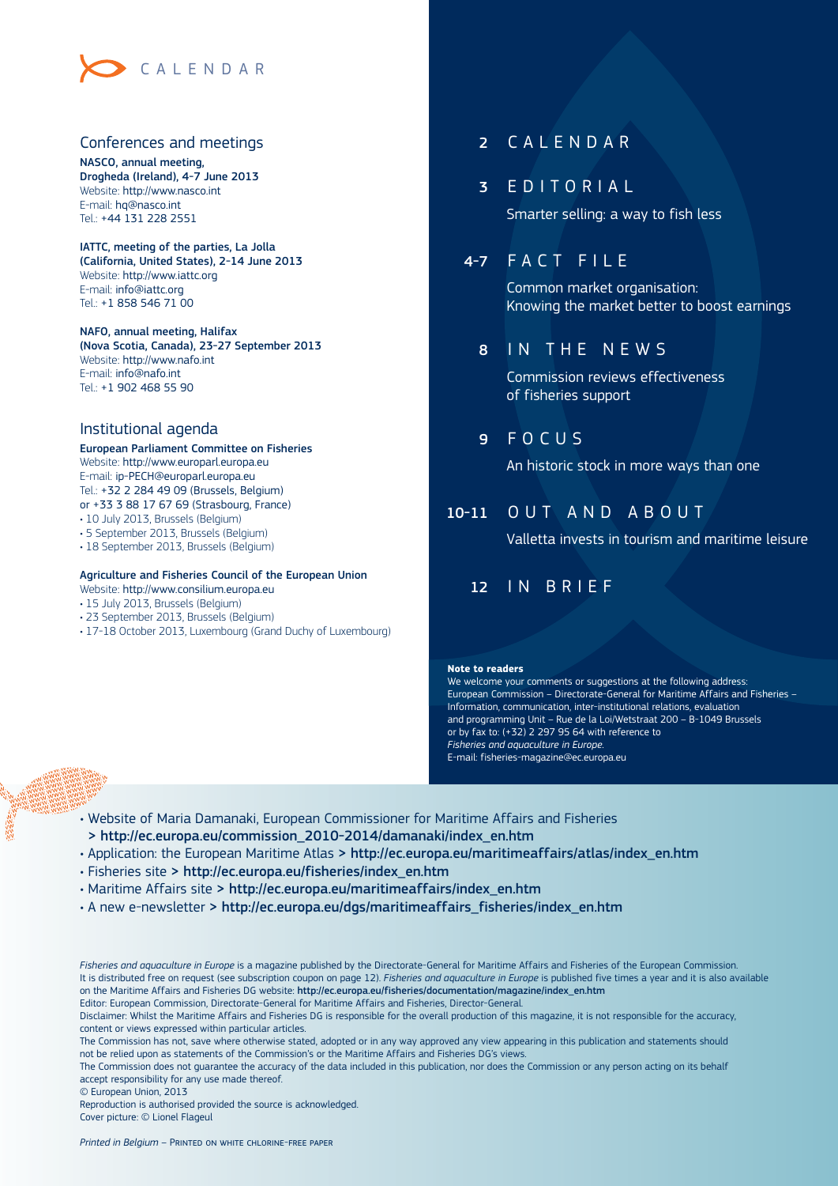# CALENDAR

## Conferences and meetings

**NASCO, annual meeting, Drogheda (Ireland), 4-7 June 2013**
Website: http://www.nasco.int
E-mail: hq@nasco.int
Tel.: +44 131 228 2551

**IATTC, meeting of the parties, La Jolla (California, United States), 2-14 June 2013**
Website: http://www.iattc.org
E-mail: info@iattc.org
Tel.: +1 858 546 71 00

**NAFO, annual meeting, Halifax (Nova Scotia, Canada), 23-27 September 2013**
Website: http://www.nafo.int
E-mail: info@nafo.int
Tel.: +1 902 468 55 90

## Institutional agenda

**European Parliament Committee on Fisheries**
Website: http://www.europarl.europa.eu
E-mail: ip-PECH@europarl.europa.eu
Tel.: +32 2 284 49 09 (Brussels, Belgium)
or +33 3 88 17 67 69 (Strasbourg, France)

- 10 July 2013, Brussels (Belgium)
- 5 September 2013, Brussels (Belgium)
- 18 September 2013, Brussels (Belgium)

**Agriculture and Fisheries Council of the European Union**
Website: http://www.consilium.europa.eu

- 15 July 2013, Brussels (Belgium)
- 23 September 2013, Brussels (Belgium)
- 17-18 October 2013, Luxembourg (Grand Duchy of Luxembourg)

---

**2 CALENDAR**

**3 EDITORIAL**
Smarter selling: a way to fish less

**4-7 FACT FILE**
Common market organisation: Knowing the market better to boost earnings

**8 IN THE NEWS**
Commission reviews effectiveness of fisheries support

**9 FOCUS**
An historic stock in more ways than one

**10-11 OUT AND ABOUT**
Valletta invests in tourism and maritime leisure

**12 IN BRIEF**

**Note to readers**
We welcome your comments or suggestions at the following address:
European Commission – Directorate-General for Maritime Affairs and Fisheries – Information, communication, inter-institutional relations, evaluation and programming Unit – Rue de la Loi/Wetstraat 200 – B-1049 Brussels
or by fax to: (+32) 2 297 95 64 with reference to *Fisheries and aquaculture in Europe*.
E-mail: fisheries-magazine@ec.europa.eu

---

- Website of Maria Damanaki, European Commissioner for Maritime Affairs and Fisheries **> http://ec.europa.eu/commission_2010-2014/damanaki/index_en.htm**
- Application: the European Maritime Atlas **> http://ec.europa.eu/maritimeaffairs/atlas/index_en.htm**
- Fisheries site **> http://ec.europa.eu/fisheries/index_en.htm**
- Maritime Affairs site **> http://ec.europa.eu/maritimeaffairs/index_en.htm**
- A new e-newsletter **> http://ec.europa.eu/dgs/maritimeaffairs_fisheries/index_en.htm**

*Fisheries and aquaculture in Europe* is a magazine published by the Directorate-General for Maritime Affairs and Fisheries of the European Commission. It is distributed free on request (see subscription coupon on page 12). *Fisheries and aquaculture in Europe* is published five times a year and it is also available on the Maritime Affairs and Fisheries DG website: **http://ec.europa.eu/fisheries/documentation/magazine/index_en.htm**
Editor: European Commission, Directorate-General for Maritime Affairs and Fisheries, Director-General.
Disclaimer: Whilst the Maritime Affairs and Fisheries DG is responsible for the overall production of this magazine, it is not responsible for the accuracy, content or views expressed within particular articles.
The Commission has not, save where otherwise stated, adopted or in any way approved any view appearing in this publication and statements should not be relied upon as statements of the Commission's or the Maritime Affairs and Fisheries DG's views.
The Commission does not guarantee the accuracy of the data included in this publication, nor does the Commission or any person acting on its behalf accept responsibility for any use made thereof.
© European Union, 2013
Reproduction is authorised provided the source is acknowledged.
Cover picture: © Lionel Flageul

*Printed in Belgium* – Printed on white chlorine-free paper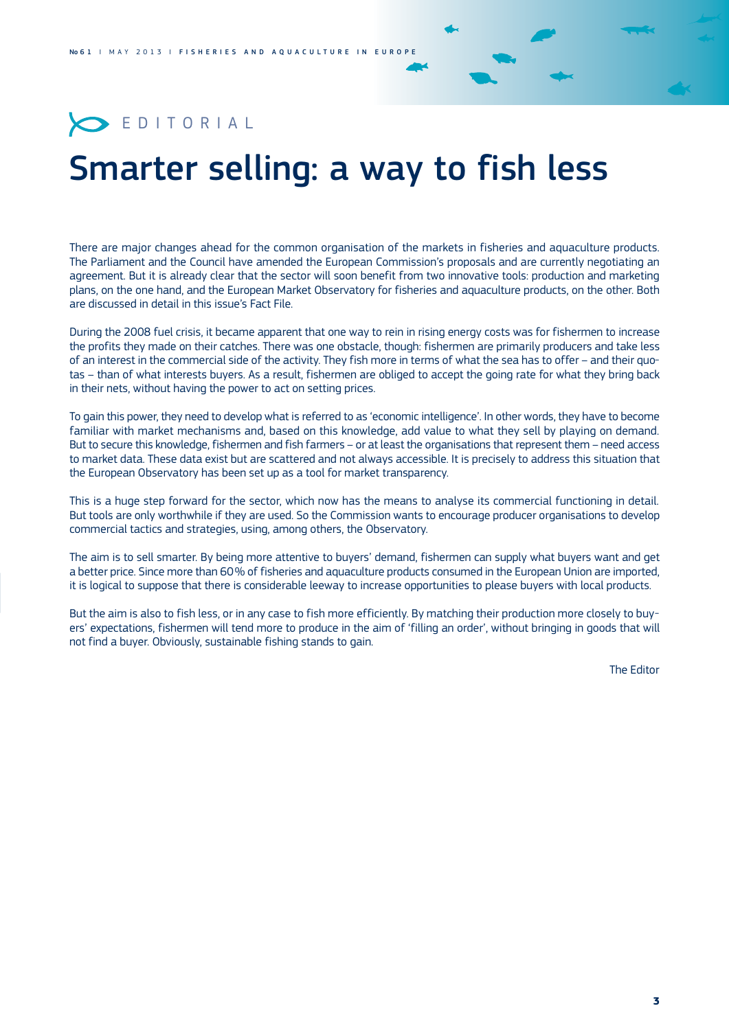EDITORIAL

# Smarter selling: a way to fish less

There are major changes ahead for the common organisation of the markets in fisheries and aquaculture products. The Parliament and the Council have amended the European Commission's proposals and are currently negotiating an agreement. But it is already clear that the sector will soon benefit from two innovative tools: production and marketing plans, on the one hand, and the European Market Observatory for fisheries and aquaculture products, on the other. Both are discussed in detail in this issue's Fact File.

During the 2008 fuel crisis, it became apparent that one way to rein in rising energy costs was for fishermen to increase the profits they made on their catches. There was one obstacle, though: fishermen are primarily producers and take less of an interest in the commercial side of the activity. They fish more in terms of what the sea has to offer – and their quotas – than of what interests buyers. As a result, fishermen are obliged to accept the going rate for what they bring back in their nets, without having the power to act on setting prices.

To gain this power, they need to develop what is referred to as 'economic intelligence'. In other words, they have to become familiar with market mechanisms and, based on this knowledge, add value to what they sell by playing on demand. But to secure this knowledge, fishermen and fish farmers – or at least the organisations that represent them – need access to market data. These data exist but are scattered and not always accessible. It is precisely to address this situation that the European Observatory has been set up as a tool for market transparency.

This is a huge step forward for the sector, which now has the means to analyse its commercial functioning in detail. But tools are only worthwhile if they are used. So the Commission wants to encourage producer organisations to develop commercial tactics and strategies, using, among others, the Observatory.

The aim is to sell smarter. By being more attentive to buyers' demand, fishermen can supply what buyers want and get a better price. Since more than 60% of fisheries and aquaculture products consumed in the European Union are imported, it is logical to suppose that there is considerable leeway to increase opportunities to please buyers with local products.

But the aim is also to fish less, or in any case to fish more efficiently. By matching their production more closely to buyers' expectations, fishermen will tend more to produce in the aim of 'filling an order', without bringing in goods that will not find a buyer. Obviously, sustainable fishing stands to gain.

The Editor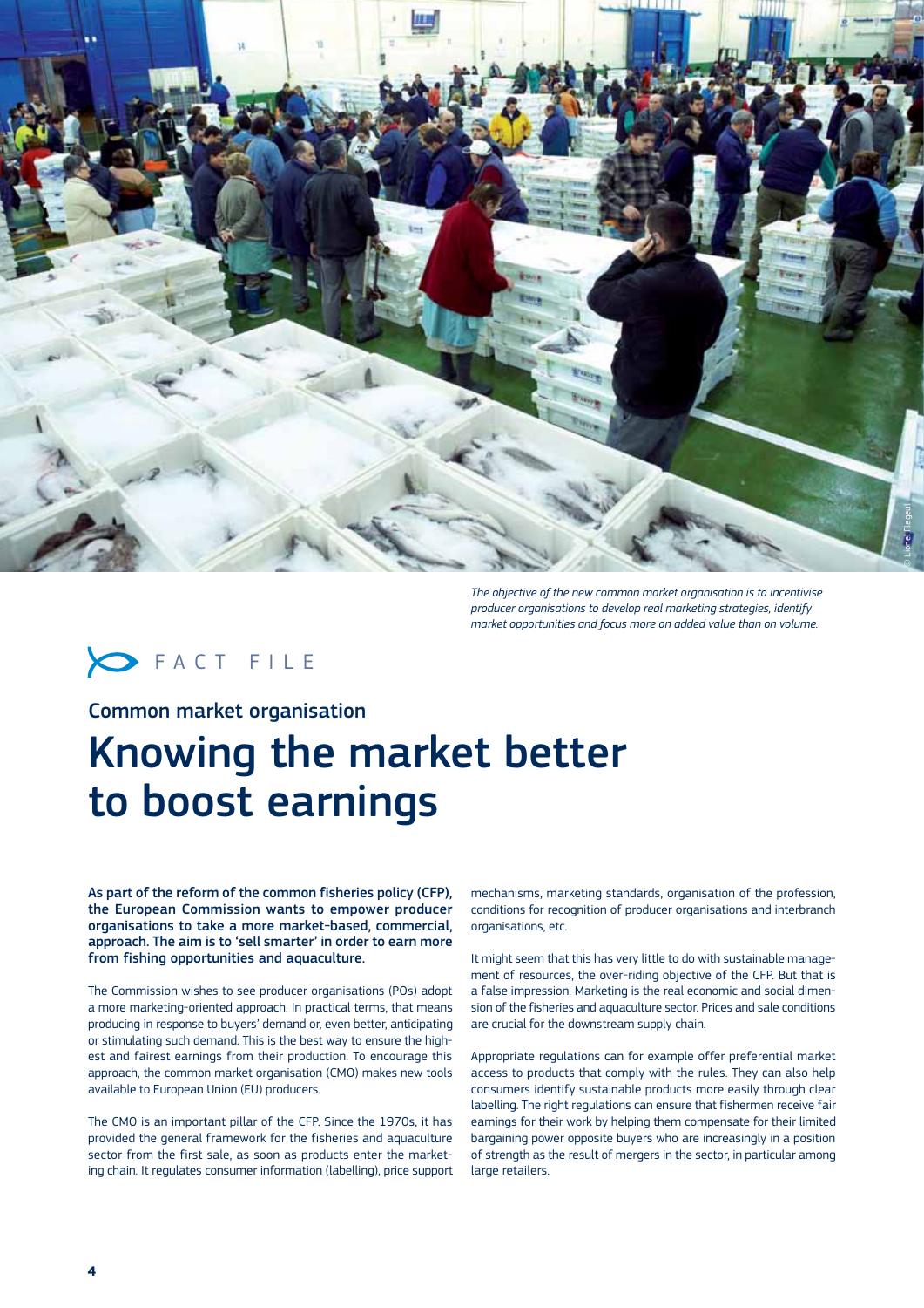*The objective of the new common market organisation is to incentivise producer organisations to develop real marketing strategies, identify market opportunities and focus more on added value than on volume.*

FACT FILE

## Common market organisation

# Knowing the market better to boost earnings

**As part of the reform of the common fisheries policy (CFP), the European Commission wants to empower producer organisations to take a more market-based, commercial, approach. The aim is to 'sell smarter' in order to earn more from fishing opportunities and aquaculture.**

The Commission wishes to see producer organisations (POs) adopt a more marketing-oriented approach. In practical terms, that means producing in response to buyers' demand or, even better, anticipating or stimulating such demand. This is the best way to ensure the highest and fairest earnings from their production. To encourage this approach, the common market organisation (CMO) makes new tools available to European Union (EU) producers.

The CMO is an important pillar of the CFP. Since the 1970s, it has provided the general framework for the fisheries and aquaculture sector from the first sale, as soon as products enter the marketing chain. It regulates consumer information (labelling), price support mechanisms, marketing standards, organisation of the profession, conditions for recognition of producer organisations and interbranch organisations, etc.

It might seem that this has very little to do with sustainable management of resources, the over-riding objective of the CFP. But that is a false impression. Marketing is the real economic and social dimension of the fisheries and aquaculture sector. Prices and sale conditions are crucial for the downstream supply chain.

Appropriate regulations can for example offer preferential market access to products that comply with the rules. They can also help consumers identify sustainable products more easily through clear labelling. The right regulations can ensure that fishermen receive fair earnings for their work by helping them compensate for their limited bargaining power opposite buyers who are increasingly in a position of strength as the result of mergers in the sector, in particular among large retailers.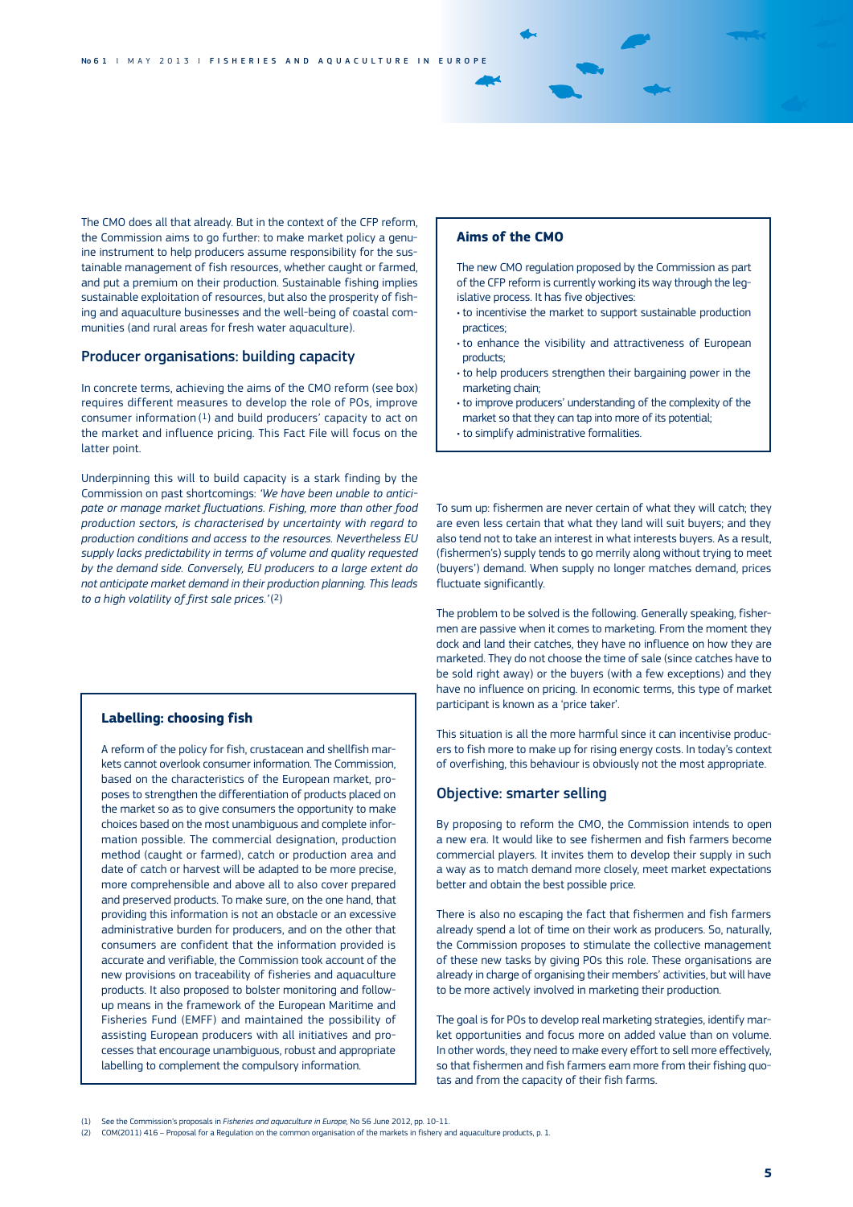The CMO does all that already. But in the context of the CFP reform, the Commission aims to go further: to make market policy a genuine instrument to help producers assume responsibility for the sustainable management of fish resources, whether caught or farmed, and put a premium on their production. Sustainable fishing implies sustainable exploitation of resources, but also the prosperity of fishing and aquaculture businesses and the well-being of coastal communities (and rural areas for fresh water aquaculture).

## Producer organisations: building capacity

In concrete terms, achieving the aims of the CMO reform (see box) requires different measures to develop the role of POs, improve consumer information [1] and build producers' capacity to act on the market and influence pricing. This Fact File will focus on the latter point.

Underpinning this will to build capacity is a stark finding by the Commission on past shortcomings: *'We have been unable to anticipate or manage market fluctuations. Fishing, more than other food production sectors, is characterised by uncertainty with regard to production conditions and access to the resources. Nevertheless EU supply lacks predictability in terms of volume and quality requested by the demand side. Conversely, EU producers to a large extent do not anticipate market demand in their production planning. This leads to a high volatility of first sale prices.'* [2]

### Labelling: choosing fish

A reform of the policy for fish, crustacean and shellfish markets cannot overlook consumer information. The Commission, based on the characteristics of the European market, proposes to strengthen the differentiation of products placed on the market so as to give consumers the opportunity to make choices based on the most unambiguous and complete information possible. The commercial designation, production method (caught or farmed), catch or production area and date of catch or harvest will be adapted to be more precise, more comprehensible and above all to also cover prepared and preserved products. To make sure, on the one hand, that providing this information is not an obstacle or an excessive administrative burden for producers, and on the other that consumers are confident that the information provided is accurate and verifiable, the Commission took account of the new provisions on traceability of fisheries and aquaculture products. It also proposed to bolster monitoring and follow-up means in the framework of the European Maritime and Fisheries Fund (EMFF) and maintained the possibility of assisting European producers with all initiatives and processes that encourage unambiguous, robust and appropriate labelling to complement the compulsory information.

### Aims of the CMO

The new CMO regulation proposed by the Commission as part of the CFP reform is currently working its way through the legislative process. It has five objectives:

- to incentivise the market to support sustainable production practices;
- to enhance the visibility and attractiveness of European products;
- to help producers strengthen their bargaining power in the marketing chain;
- to improve producers' understanding of the complexity of the market so that they can tap into more of its potential;
- to simplify administrative formalities.

To sum up: fishermen are never certain of what they will catch; they are even less certain that what they land will suit buyers; and they also tend not to take an interest in what interests buyers. As a result, (fishermen's) supply tends to go merrily along without trying to meet (buyers') demand. When supply no longer matches demand, prices fluctuate significantly.

The problem to be solved is the following. Generally speaking, fishermen are passive when it comes to marketing. From the moment they dock and land their catches, they have no influence on how they are marketed. They do not choose the time of sale (since catches have to be sold right away) or the buyers (with a few exceptions) and they have no influence on pricing. In economic terms, this type of market participant is known as a 'price taker'.

This situation is all the more harmful since it can incentivise producers to fish more to make up for rising energy costs. In today's context of overfishing, this behaviour is obviously not the most appropriate.

## Objective: smarter selling

By proposing to reform the CMO, the Commission intends to open a new era. It would like to see fishermen and fish farmers become commercial players. It invites them to develop their supply in such a way as to match demand more closely, meet market expectations better and obtain the best possible price.

There is also no escaping the fact that fishermen and fish farmers already spend a lot of time on their work as producers. So, naturally, the Commission proposes to stimulate the collective management of these new tasks by giving POs this role. These organisations are already in charge of organising their members' activities, but will have to be more actively involved in marketing their production.

The goal is for POs to develop real marketing strategies, identify market opportunities and focus more on added value than on volume. In other words, they need to make every effort to sell more effectively, so that fishermen and fish farmers earn more from their fishing quotas and from the capacity of their fish farms.

(1) See the Commission's proposals in *Fisheries and aquaculture in Europe*, No 56 June 2012, pp. 10-11.
(2) COM(2011) 416 – Proposal for a Regulation on the common organisation of the markets in fishery and aquaculture products, p. 1.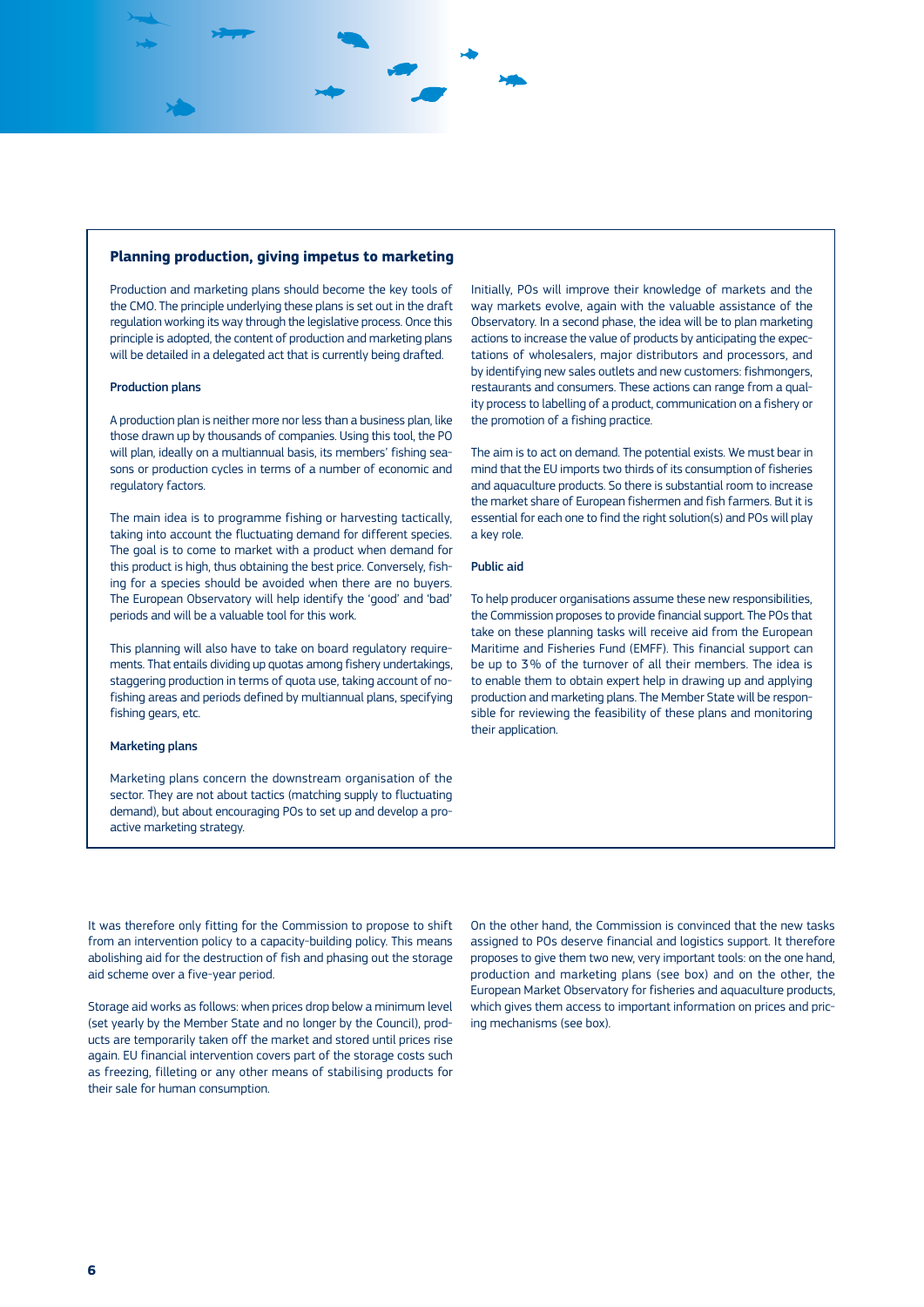## Planning production, giving impetus to marketing

Production and marketing plans should become the key tools of the CMO. The principle underlying these plans is set out in the draft regulation working its way through the legislative process. Once this principle is adopted, the content of production and marketing plans will be detailed in a delegated act that is currently being drafted.

### Production plans

A production plan is neither more nor less than a business plan, like those drawn up by thousands of companies. Using this tool, the PO will plan, ideally on a multiannual basis, its members' fishing seasons or production cycles in terms of a number of economic and regulatory factors.

The main idea is to programme fishing or harvesting tactically, taking into account the fluctuating demand for different species. The goal is to come to market with a product when demand for this product is high, thus obtaining the best price. Conversely, fishing for a species should be avoided when there are no buyers. The European Observatory will help identify the 'good' and 'bad' periods and will be a valuable tool for this work.

This planning will also have to take on board regulatory requirements. That entails dividing up quotas among fishery undertakings, staggering production in terms of quota use, taking account of no-fishing areas and periods defined by multiannual plans, specifying fishing gears, etc.

### Marketing plans

Marketing plans concern the downstream organisation of the sector. They are not about tactics (matching supply to fluctuating demand), but about encouraging POs to set up and develop a pro-active marketing strategy.

Initially, POs will improve their knowledge of markets and the way markets evolve, again with the valuable assistance of the Observatory. In a second phase, the idea will be to plan marketing actions to increase the value of products by anticipating the expectations of wholesalers, major distributors and processors, and by identifying new sales outlets and new customers: fishmongers, restaurants and consumers. These actions can range from a quality process to labelling of a product, communication on a fishery or the promotion of a fishing practice.

The aim is to act on demand. The potential exists. We must bear in mind that the EU imports two thirds of its consumption of fisheries and aquaculture products. So there is substantial room to increase the market share of European fishermen and fish farmers. But it is essential for each one to find the right solution(s) and POs will play a key role.

### Public aid

To help producer organisations assume these new responsibilities, the Commission proposes to provide financial support. The POs that take on these planning tasks will receive aid from the European Maritime and Fisheries Fund (EMFF). This financial support can be up to 3% of the turnover of all their members. The idea is to enable them to obtain expert help in drawing up and applying production and marketing plans. The Member State will be responsible for reviewing the feasibility of these plans and monitoring their application.

---

It was therefore only fitting for the Commission to propose to shift from an intervention policy to a capacity-building policy. This means abolishing aid for the destruction of fish and phasing out the storage aid scheme over a five-year period.

Storage aid works as follows: when prices drop below a minimum level (set yearly by the Member State and no longer by the Council), products are temporarily taken off the market and stored until prices rise again. EU financial intervention covers part of the storage costs such as freezing, filleting or any other means of stabilising products for their sale for human consumption.

On the other hand, the Commission is convinced that the new tasks assigned to POs deserve financial and logistics support. It therefore proposes to give them two new, very important tools: on the one hand, production and marketing plans (see box) and on the other, the European Market Observatory for fisheries and aquaculture products, which gives them access to important information on prices and pricing mechanisms (see box).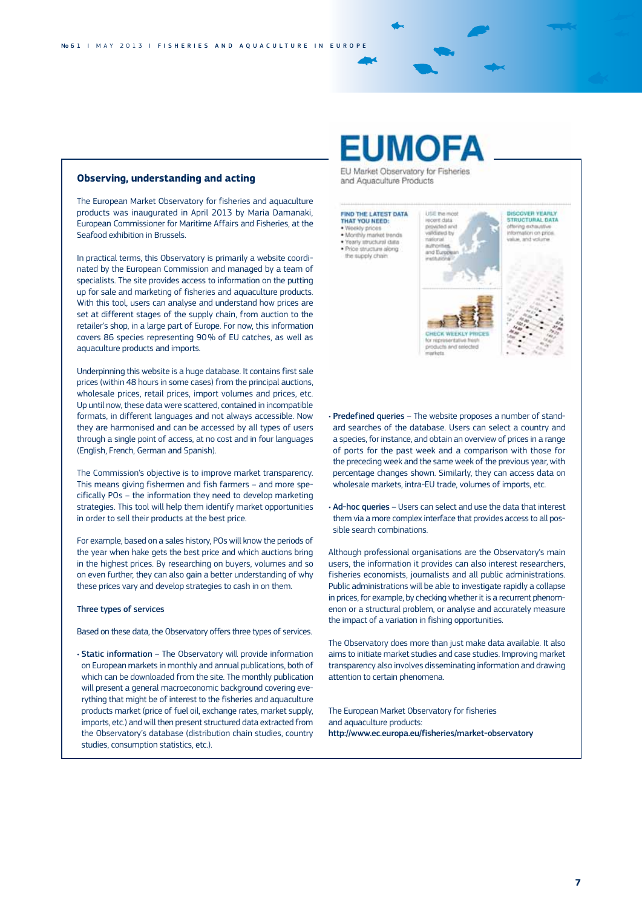## Observing, understanding and acting

The European Market Observatory for fisheries and aquaculture products was inaugurated in April 2013 by Maria Damanaki, European Commissioner for Maritime Affairs and Fisheries, at the Seafood exhibition in Brussels.

In practical terms, this Observatory is primarily a website coordinated by the European Commission and managed by a team of specialists. The site provides access to information on the putting up for sale and marketing of fisheries and aquaculture products. With this tool, users can analyse and understand how prices are set at different stages of the supply chain, from auction to the retailer's shop, in a large part of Europe. For now, this information covers 86 species representing 90% of EU catches, as well as aquaculture products and imports.

Underpinning this website is a huge database. It contains first sale prices (within 48 hours in some cases) from the principal auctions, wholesale prices, retail prices, import volumes and prices, etc. Up until now, these data were scattered, contained in incompatible formats, in different languages and not always accessible. Now they are harmonised and can be accessed by all types of users through a single point of access, at no cost and in four languages (English, French, German and Spanish).

The Commission's objective is to improve market transparency. This means giving fishermen and fish farmers – and more specifically POs – the information they need to develop marketing strategies. This tool will help them identify market opportunities in order to sell their products at the best price.

For example, based on a sales history, POs will know the periods of the year when hake gets the best price and which auctions bring in the highest prices. By researching on buyers, volumes and so on even further, they can also gain a better understanding of why these prices vary and develop strategies to cash in on them.

### Three types of services

Based on these data, the Observatory offers three types of services.

- **Static information** – The Observatory will provide information on European markets in monthly and annual publications, both of which can be downloaded from the site. The monthly publication will present a general macroeconomic background covering everything that might be of interest to the fisheries and aquaculture products market (price of fuel oil, exchange rates, market supply, imports, etc.) and will then present structured data extracted from the Observatory's database (distribution chain studies, country studies, consumption statistics, etc.).

**EUMOFA**
EU Market Observatory for Fisheries and Aquaculture Products

FIND THE LATEST DATA THAT YOU NEED:
- Weekly prices
- Monthly market trends
- Yearly structural data
- Price structure along the supply chain

USE the most recent data provided and validated by national authorities and European institutions

DISCOVER YEARLY STRUCTURAL DATA offering exhaustive information on price, value, and volume

CHECK WEEKLY PRICES for representative fresh products and selected markets

- **Predefined queries** – The website proposes a number of standard searches of the database. Users can select a country and a species, for instance, and obtain an overview of prices in a range of ports for the past week and a comparison with those for the preceding week and the same week of the previous year, with percentage changes shown. Similarly, they can access data on wholesale markets, intra-EU trade, volumes of imports, etc.

- **Ad-hoc queries** – Users can select and use the data that interest them via a more complex interface that provides access to all possible search combinations.

Although professional organisations are the Observatory's main users, the information it provides can also interest researchers, fisheries economists, journalists and all public administrations. Public administrations will be able to investigate rapidly a collapse in prices, for example, by checking whether it is a recurrent phenomenon or a structural problem, or analyse and accurately measure the impact of a variation in fishing opportunities.

The Observatory does more than just make data available. It also aims to initiate market studies and case studies. Improving market transparency also involves disseminating information and drawing attention to certain phenomena.

The European Market Observatory for fisheries and aquaculture products:
**http://www.ec.europa.eu/fisheries/market-observatory**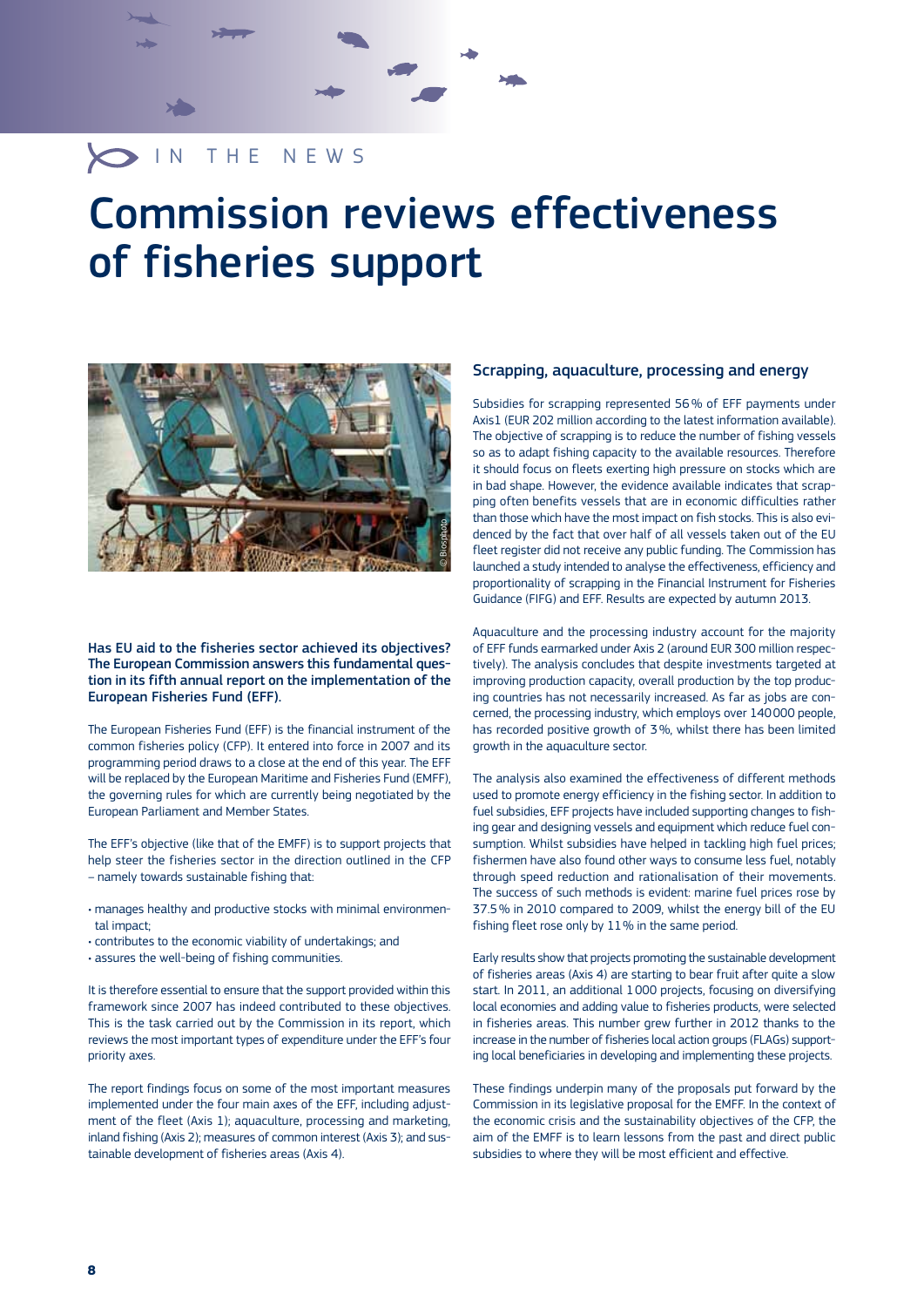IN THE NEWS

# Commission reviews effectiveness of fisheries support

**Has EU aid to the fisheries sector achieved its objectives? The European Commission answers this fundamental question in its fifth annual report on the implementation of the European Fisheries Fund (EFF).**

The European Fisheries Fund (EFF) is the financial instrument of the common fisheries policy (CFP). It entered into force in 2007 and its programming period draws to a close at the end of this year. The EFF will be replaced by the European Maritime and Fisheries Fund (EMFF), the governing rules for which are currently being negotiated by the European Parliament and Member States.

The EFF's objective (like that of the EMFF) is to support projects that help steer the fisheries sector in the direction outlined in the CFP – namely towards sustainable fishing that:

- manages healthy and productive stocks with minimal environmental impact;
- contributes to the economic viability of undertakings; and
- assures the well-being of fishing communities.

It is therefore essential to ensure that the support provided within this framework since 2007 has indeed contributed to these objectives. This is the task carried out by the Commission in its report, which reviews the most important types of expenditure under the EFF's four priority axes.

The report findings focus on some of the most important measures implemented under the four main axes of the EFF, including adjustment of the fleet (Axis 1); aquaculture, processing and marketing, inland fishing (Axis 2); measures of common interest (Axis 3); and sustainable development of fisheries areas (Axis 4).

## Scrapping, aquaculture, processing and energy

Subsidies for scrapping represented 56 % of EFF payments under Axis1 (EUR 202 million according to the latest information available). The objective of scrapping is to reduce the number of fishing vessels so as to adapt fishing capacity to the available resources. Therefore it should focus on fleets exerting high pressure on stocks which are in bad shape. However, the evidence available indicates that scrapping often benefits vessels that are in economic difficulties rather than those which have the most impact on fish stocks. This is also evidenced by the fact that over half of all vessels taken out of the EU fleet register did not receive any public funding. The Commission has launched a study intended to analyse the effectiveness, efficiency and proportionality of scrapping in the Financial Instrument for Fisheries Guidance (FIFG) and EFF. Results are expected by autumn 2013.

Aquaculture and the processing industry account for the majority of EFF funds earmarked under Axis 2 (around EUR 300 million respectively). The analysis concludes that despite investments targeted at improving production capacity, overall production by the top producing countries has not necessarily increased. As far as jobs are concerned, the processing industry, which employs over 140 000 people, has recorded positive growth of 3 %, whilst there has been limited growth in the aquaculture sector.

The analysis also examined the effectiveness of different methods used to promote energy efficiency in the fishing sector. In addition to fuel subsidies, EFF projects have included supporting changes to fishing gear and designing vessels and equipment which reduce fuel consumption. Whilst subsidies have helped in tackling high fuel prices; fishermen have also found other ways to consume less fuel, notably through speed reduction and rationalisation of their movements. The success of such methods is evident: marine fuel prices rose by 37.5 % in 2010 compared to 2009, whilst the energy bill of the EU fishing fleet rose only by 11 % in the same period.

Early results show that projects promoting the sustainable development of fisheries areas (Axis 4) are starting to bear fruit after quite a slow start. In 2011, an additional 1 000 projects, focusing on diversifying local economies and adding value to fisheries products, were selected in fisheries areas. This number grew further in 2012 thanks to the increase in the number of fisheries local action groups (FLAGs) supporting local beneficiaries in developing and implementing these projects.

These findings underpin many of the proposals put forward by the Commission in its legislative proposal for the EMFF. In the context of the economic crisis and the sustainability objectives of the CFP, the aim of the EMFF is to learn lessons from the past and direct public subsidies to where they will be most efficient and effective.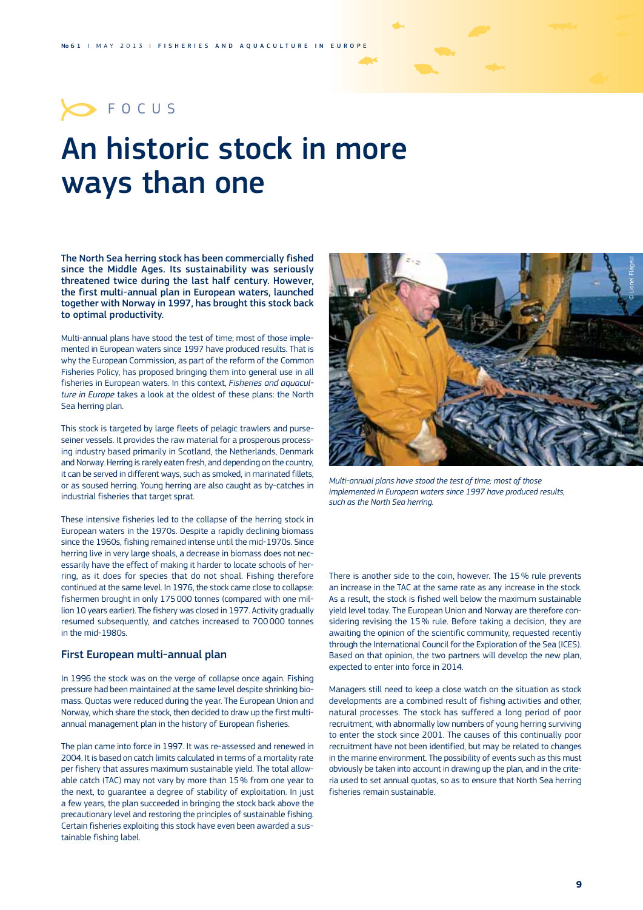FOCUS

# An historic stock in more ways than one

**The North Sea herring stock has been commercially fished since the Middle Ages. Its sustainability was seriously threatened twice during the last half century. However, the first multi-annual plan in European waters, launched together with Norway in 1997, has brought this stock back to optimal productivity.**

Multi-annual plans have stood the test of time; most of those implemented in European waters since 1997 have produced results. That is why the European Commission, as part of the reform of the Common Fisheries Policy, has proposed bringing them into general use in all fisheries in European waters. In this context, *Fisheries and aquaculture in Europe* takes a look at the oldest of these plans: the North Sea herring plan.

This stock is targeted by large fleets of pelagic trawlers and purse-seiner vessels. It provides the raw material for a prosperous processing industry based primarily in Scotland, the Netherlands, Denmark and Norway. Herring is rarely eaten fresh, and depending on the country, it can be served in different ways, such as smoked, in marinated fillets, or as soused herring. Young herring are also caught as by-catches in industrial fisheries that target sprat.

These intensive fisheries led to the collapse of the herring stock in European waters in the 1970s. Despite a rapidly declining biomass since the 1960s, fishing remained intense until the mid-1970s. Since herring live in very large shoals, a decrease in biomass does not necessarily have the effect of making it harder to locate schools of herring, as it does for species that do not shoal. Fishing therefore continued at the same level. In 1976, the stock came close to collapse: fishermen brought in only 175 000 tonnes (compared with one million 10 years earlier). The fishery was closed in 1977. Activity gradually resumed subsequently, and catches increased to 700 000 tonnes in the mid-1980s.

## First European multi-annual plan

In 1996 the stock was on the verge of collapse once again. Fishing pressure had been maintained at the same level despite shrinking biomass. Quotas were reduced during the year. The European Union and Norway, which share the stock, then decided to draw up the first multi-annual management plan in the history of European fisheries.

The plan came into force in 1997. It was re-assessed and renewed in 2004. It is based on catch limits calculated in terms of a mortality rate per fishery that assures maximum sustainable yield. The total allowable catch (TAC) may not vary by more than 15 % from one year to the next, to guarantee a degree of stability of exploitation. In just a few years, the plan succeeded in bringing the stock back above the precautionary level and restoring the principles of sustainable fishing. Certain fisheries exploiting this stock have even been awarded a sustainable fishing label.

*Multi-annual plans have stood the test of time; most of those implemented in European waters since 1997 have produced results, such as the North Sea herring.*

There is another side to the coin, however. The 15 % rule prevents an increase in the TAC at the same rate as any increase in the stock. As a result, the stock is fished well below the maximum sustainable yield level today. The European Union and Norway are therefore considering revising the 15 % rule. Before taking a decision, they are awaiting the opinion of the scientific community, requested recently through the International Council for the Exploration of the Sea (ICES). Based on that opinion, the two partners will develop the new plan, expected to enter into force in 2014.

Managers still need to keep a close watch on the situation as stock developments are a combined result of fishing activities and other, natural processes. The stock has suffered a long period of poor recruitment, with abnormally low numbers of young herring surviving to enter the stock since 2001. The causes of this continually poor recruitment have not been identified, but may be related to changes in the marine environment. The possibility of events such as this must obviously be taken into account in drawing up the plan, and in the criteria used to set annual quotas, so as to ensure that North Sea herring fisheries remain sustainable.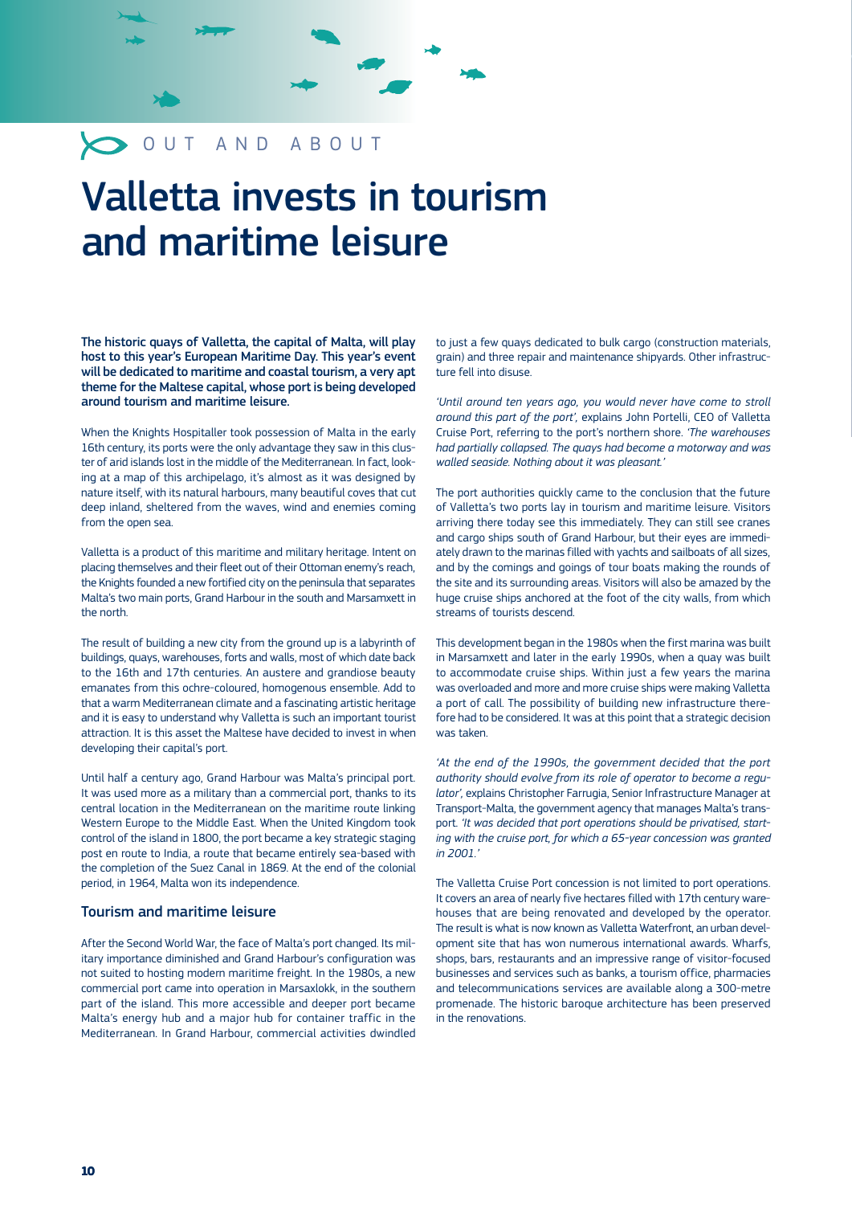OUT AND ABOUT

# Valletta invests in tourism and maritime leisure

**The historic quays of Valletta, the capital of Malta, will play host to this year's European Maritime Day. This year's event will be dedicated to maritime and coastal tourism, a very apt theme for the Maltese capital, whose port is being developed around tourism and maritime leisure.**

When the Knights Hospitaller took possession of Malta in the early 16th century, its ports were the only advantage they saw in this cluster of arid islands lost in the middle of the Mediterranean. In fact, looking at a map of this archipelago, it's almost as it was designed by nature itself, with its natural harbours, many beautiful coves that cut deep inland, sheltered from the waves, wind and enemies coming from the open sea.

Valletta is a product of this maritime and military heritage. Intent on placing themselves and their fleet out of their Ottoman enemy's reach, the Knights founded a new fortified city on the peninsula that separates Malta's two main ports, Grand Harbour in the south and Marsamxett in the north.

The result of building a new city from the ground up is a labyrinth of buildings, quays, warehouses, forts and walls, most of which date back to the 16th and 17th centuries. An austere and grandiose beauty emanates from this ochre-coloured, homogenous ensemble. Add to that a warm Mediterranean climate and a fascinating artistic heritage and it is easy to understand why Valletta is such an important tourist attraction. It is this asset the Maltese have decided to invest in when developing their capital's port.

Until half a century ago, Grand Harbour was Malta's principal port. It was used more as a military than a commercial port, thanks to its central location in the Mediterranean on the maritime route linking Western Europe to the Middle East. When the United Kingdom took control of the island in 1800, the port became a key strategic staging post en route to India, a route that became entirely sea-based with the completion of the Suez Canal in 1869. At the end of the colonial period, in 1964, Malta won its independence.

## Tourism and maritime leisure

After the Second World War, the face of Malta's port changed. Its military importance diminished and Grand Harbour's configuration was not suited to hosting modern maritime freight. In the 1980s, a new commercial port came into operation in Marsaxlokk, in the southern part of the island. This more accessible and deeper port became Malta's energy hub and a major hub for container traffic in the Mediterranean. In Grand Harbour, commercial activities dwindled to just a few quays dedicated to bulk cargo (construction materials, grain) and three repair and maintenance shipyards. Other infrastructure fell into disuse.

*'Until around ten years ago, you would never have come to stroll around this part of the port'*, explains John Portelli, CEO of Valletta Cruise Port, referring to the port's northern shore. *'The warehouses had partially collapsed. The quays had become a motorway and was walled seaside. Nothing about it was pleasant.'*

The port authorities quickly came to the conclusion that the future of Valletta's two ports lay in tourism and maritime leisure. Visitors arriving there today see this immediately. They can still see cranes and cargo ships south of Grand Harbour, but their eyes are immediately drawn to the marinas filled with yachts and sailboats of all sizes, and by the comings and goings of tour boats making the rounds of the site and its surrounding areas. Visitors will also be amazed by the huge cruise ships anchored at the foot of the city walls, from which streams of tourists descend.

This development began in the 1980s when the first marina was built in Marsamxett and later in the early 1990s, when a quay was built to accommodate cruise ships. Within just a few years the marina was overloaded and more and more cruise ships were making Valletta a port of call. The possibility of building new infrastructure therefore had to be considered. It was at this point that a strategic decision was taken.

*'At the end of the 1990s, the government decided that the port authority should evolve from its role of operator to become a regulator'*, explains Christopher Farrugia, Senior Infrastructure Manager at Transport-Malta, the government agency that manages Malta's transport. *'It was decided that port operations should be privatised, starting with the cruise port, for which a 65-year concession was granted in 2001.'*

The Valletta Cruise Port concession is not limited to port operations. It covers an area of nearly five hectares filled with 17th century warehouses that are being renovated and developed by the operator. The result is what is now known as Valletta Waterfront, an urban development site that has won numerous international awards. Wharfs, shops, bars, restaurants and an impressive range of visitor-focused businesses and services such as banks, a tourism office, pharmacies and telecommunications services are available along a 300-metre promenade. The historic baroque architecture has been preserved in the renovations.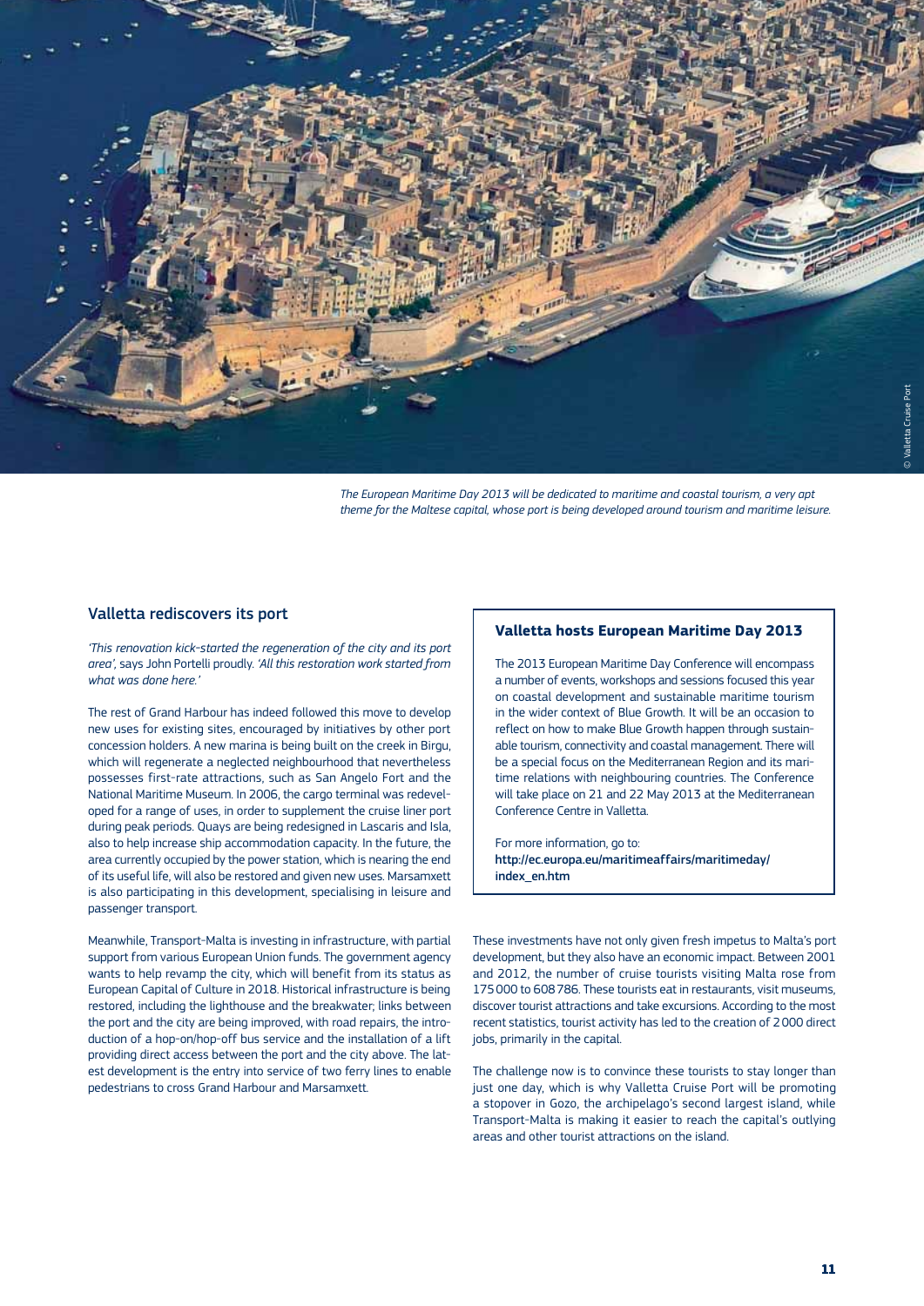*The European Maritime Day 2013 will be dedicated to maritime and coastal tourism, a very apt theme for the Maltese capital, whose port is being developed around tourism and maritime leisure.*

© Valletta Cruise Port

## Valletta rediscovers its port

*'This renovation kick-started the regeneration of the city and its port area',* says John Portelli proudly. *'All this restoration work started from what was done here.'*

The rest of Grand Harbour has indeed followed this move to develop new uses for existing sites, encouraged by initiatives by other port concession holders. A new marina is being built on the creek in Birgu, which will regenerate a neglected neighbourhood that nevertheless possesses first-rate attractions, such as San Angelo Fort and the National Maritime Museum. In 2006, the cargo terminal was redeveloped for a range of uses, in order to supplement the cruise liner port during peak periods. Quays are being redesigned in Lascaris and Isla, also to help increase ship accommodation capacity. In the future, the area currently occupied by the power station, which is nearing the end of its useful life, will also be restored and given new uses. Marsamxett is also participating in this development, specialising in leisure and passenger transport.

Meanwhile, Transport-Malta is investing in infrastructure, with partial support from various European Union funds. The government agency wants to help revamp the city, which will benefit from its status as European Capital of Culture in 2018. Historical infrastructure is being restored, including the lighthouse and the breakwater; links between the port and the city are being improved, with road repairs, the introduction of a hop-on/hop-off bus service and the installation of a lift providing direct access between the port and the city above. The latest development is the entry into service of two ferry lines to enable pedestrians to cross Grand Harbour and Marsamxett.

### Valletta hosts European Maritime Day 2013

The 2013 European Maritime Day Conference will encompass a number of events, workshops and sessions focused this year on coastal development and sustainable maritime tourism in the wider context of Blue Growth. It will be an occasion to reflect on how to make Blue Growth happen through sustainable tourism, connectivity and coastal management. There will be a special focus on the Mediterranean Region and its maritime relations with neighbouring countries. The Conference will take place on 21 and 22 May 2013 at the Mediterranean Conference Centre in Valletta.

For more information, go to:
**http://ec.europa.eu/maritimeaffairs/maritimeday/index_en.htm**

These investments have not only given fresh impetus to Malta's port development, but they also have an economic impact. Between 2001 and 2012, the number of cruise tourists visiting Malta rose from 175 000 to 608 786. These tourists eat in restaurants, visit museums, discover tourist attractions and take excursions. According to the most recent statistics, tourist activity has led to the creation of 2 000 direct jobs, primarily in the capital.

The challenge now is to convince these tourists to stay longer than just one day, which is why Valletta Cruise Port will be promoting a stopover in Gozo, the archipelago's second largest island, while Transport-Malta is making it easier to reach the capital's outlying areas and other tourist attractions on the island.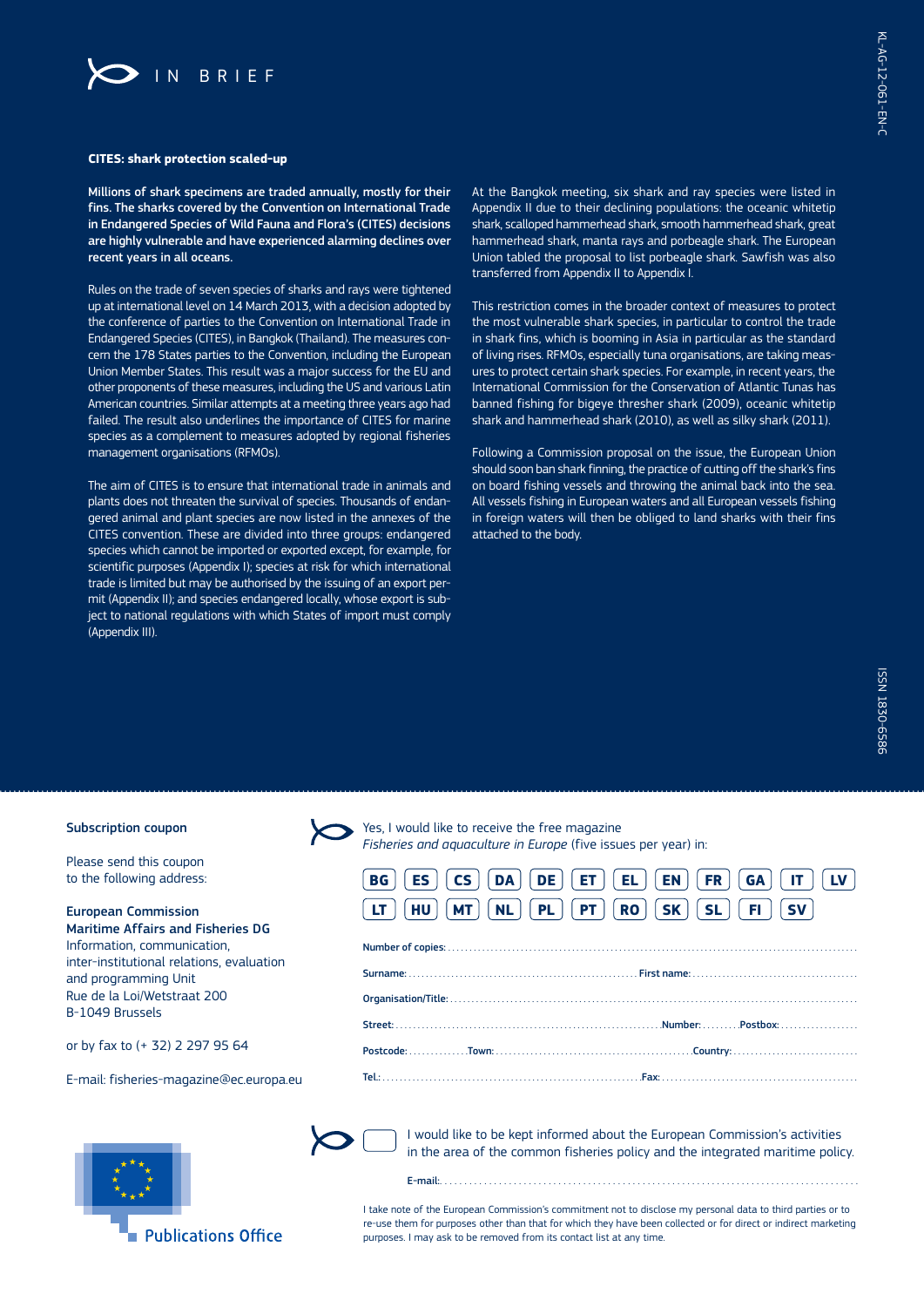IN BRIEF

KL-AG-12-061-EN-C

### CITES: shark protection scaled-up

**Millions of shark specimens are traded annually, mostly for their fins. The sharks covered by the Convention on International Trade in Endangered Species of Wild Fauna and Flora's (CITES) decisions are highly vulnerable and have experienced alarming declines over recent years in all oceans.**

Rules on the trade of seven species of sharks and rays were tightened up at international level on 14 March 2013, with a decision adopted by the conference of parties to the Convention on International Trade in Endangered Species (CITES), in Bangkok (Thailand). The measures concern the 178 States parties to the Convention, including the European Union Member States. This result was a major success for the EU and other proponents of these measures, including the US and various Latin American countries. Similar attempts at a meeting three years ago had failed. The result also underlines the importance of CITES for marine species as a complement to measures adopted by regional fisheries management organisations (RFMOs).

The aim of CITES is to ensure that international trade in animals and plants does not threaten the survival of species. Thousands of endangered animal and plant species are now listed in the annexes of the CITES convention. These are divided into three groups: endangered species which cannot be imported or exported except, for example, for scientific purposes (Appendix I); species at risk for which international trade is limited but may be authorised by the issuing of an export permit (Appendix II); and species endangered locally, whose export is subject to national regulations with which States of import must comply (Appendix III).

At the Bangkok meeting, six shark and ray species were listed in Appendix II due to their declining populations: the oceanic whitetip shark, scalloped hammerhead shark, smooth hammerhead shark, great hammerhead shark, manta rays and porbeagle shark. The European Union tabled the proposal to list porbeagle shark. Sawfish was also transferred from Appendix II to Appendix I.

This restriction comes in the broader context of measures to protect the most vulnerable shark species, in particular to control the trade in shark fins, which is booming in Asia in particular as the standard of living rises. RFMOs, especially tuna organisations, are taking measures to protect certain shark species. For example, in recent years, the International Commission for the Conservation of Atlantic Tunas has banned fishing for bigeye thresher shark (2009), oceanic whitetip shark and hammerhead shark (2010), as well as silky shark (2011).

Following a Commission proposal on the issue, the European Union should soon ban shark finning, the practice of cutting off the shark's fins on board fishing vessels and throwing the animal back into the sea. All vessels fishing in European waters and all European vessels fishing in foreign waters will then be obliged to land sharks with their fins attached to the body.

ISSN 1830-6586

---

**Subscription coupon**

Please send this coupon to the following address:

**European Commission**
**Maritime Affairs and Fisheries DG**
Information, communication, inter-institutional relations, evaluation and programming Unit
Rue de la Loi/Wetstraat 200
B-1049 Brussels

or by fax to (+ 32) 2 297 95 64

E-mail: fisheries-magazine@ec.europa.eu

Yes, I would like to receive the free magazine *Fisheries and aquaculture in Europe* (five issues per year) in:

BG ES CS DA DE ET EL EN FR GA IT LV
LT HU MT NL PL PT RO SK SL FI SV

Number of copies: ..........

Surname: .......... First name: ..........

Organisation/Title: ..........

Street: .......... Number: .......... Postbox: ..........

Postcode: .......... Town: .......... Country: ..........

Tel.: .......... Fax: ..........

I would like to be kept informed about the European Commission's activities in the area of the common fisheries policy and the integrated maritime policy.

E-mail: ..........

I take note of the European Commission's commitment not to disclose my personal data to third parties or to re-use them for purposes other than that for which they have been collected or for direct or indirect marketing purposes. I may ask to be removed from its contact list at any time.

Publications Office